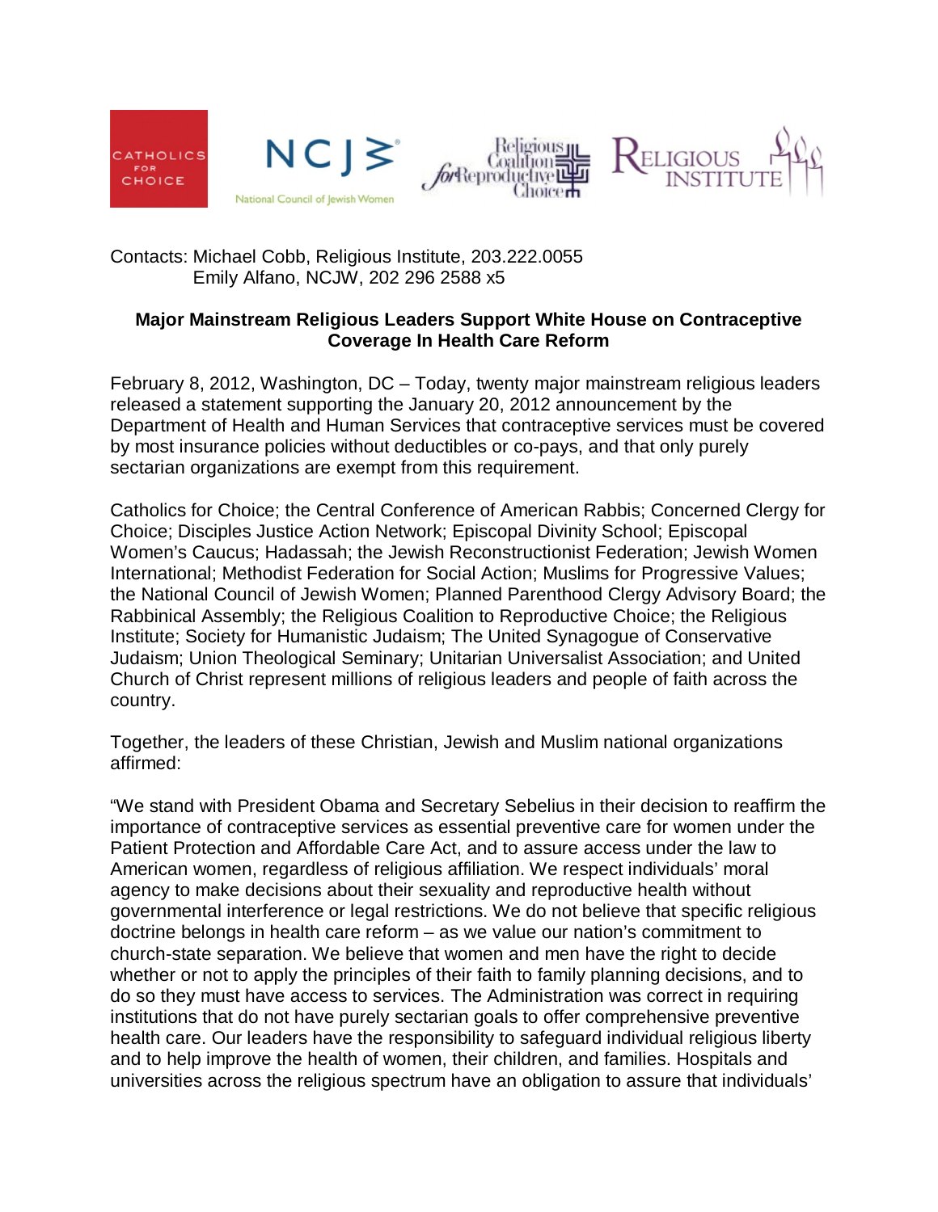Contacts: Michael Cobb, Religious Institute, 203.222.0055
Emily Alfano, NCJW, 202 296 2588 x5

**Major Mainstream Religious Leaders Support White House on Contraceptive Coverage In Health Care Reform**

February 8, 2012, Washington, DC – Today, twenty major mainstream religious leaders released a statement supporting the January 20, 2012 announcement by the Department of Health and Human Services that contraceptive services must be covered by most insurance policies without deductibles or co-pays, and that only purely sectarian organizations are exempt from this requirement.

Catholics for Choice; the Central Conference of American Rabbis; Concerned Clergy for Choice; Disciples Justice Action Network; Episcopal Divinity School; Episcopal Women's Caucus; Hadassah; the Jewish Reconstructionist Federation; Jewish Women International; Methodist Federation for Social Action; Muslims for Progressive Values; the National Council of Jewish Women; Planned Parenthood Clergy Advisory Board; the Rabbinical Assembly; the Religious Coalition to Reproductive Choice; the Religious Institute; Society for Humanistic Judaism; The United Synagogue of Conservative Judaism; Union Theological Seminary; Unitarian Universalist Association; and United Church of Christ represent millions of religious leaders and people of faith across the country.

Together, the leaders of these Christian, Jewish and Muslim national organizations affirmed:

"We stand with President Obama and Secretary Sebelius in their decision to reaffirm the importance of contraceptive services as essential preventive care for women under the Patient Protection and Affordable Care Act, and to assure access under the law to American women, regardless of religious affiliation. We respect individuals' moral agency to make decisions about their sexuality and reproductive health without governmental interference or legal restrictions. We do not believe that specific religious doctrine belongs in health care reform – as we value our nation's commitment to church-state separation. We believe that women and men have the right to decide whether or not to apply the principles of their faith to family planning decisions, and to do so they must have access to services. The Administration was correct in requiring institutions that do not have purely sectarian goals to offer comprehensive preventive health care. Our leaders have the responsibility to safeguard individual religious liberty and to help improve the health of women, their children, and families. Hospitals and universities across the religious spectrum have an obligation to assure that individuals'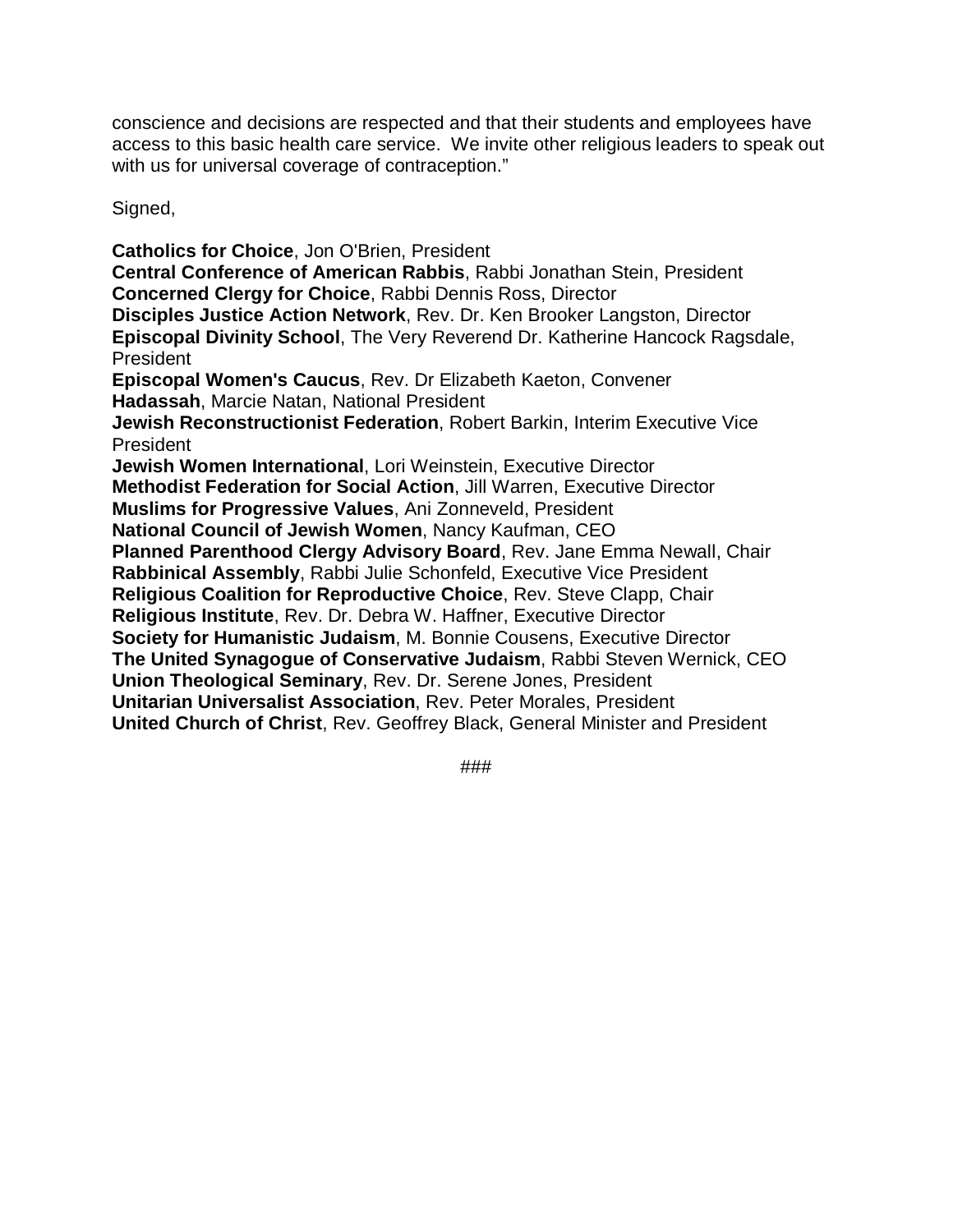conscience and decisions are respected and that their students and employees have access to this basic health care service. We invite other religious leaders to speak out with us for universal coverage of contraception."

Signed,

**Catholics for Choice**, Jon O'Brien, President
**Central Conference of American Rabbis**, Rabbi Jonathan Stein, President
**Concerned Clergy for Choice**, Rabbi Dennis Ross, Director
**Disciples Justice Action Network**, Rev. Dr. Ken Brooker Langston, Director
**Episcopal Divinity School**, The Very Reverend Dr. Katherine Hancock Ragsdale, President
**Episcopal Women's Caucus**, Rev. Dr Elizabeth Kaeton, Convener
**Hadassah**, Marcie Natan, National President
**Jewish Reconstructionist Federation**, Robert Barkin, Interim Executive Vice President
**Jewish Women International**, Lori Weinstein, Executive Director
**Methodist Federation for Social Action**, Jill Warren, Executive Director
**Muslims for Progressive Values**, Ani Zonneveld, President
**National Council of Jewish Women**, Nancy Kaufman, CEO
**Planned Parenthood Clergy Advisory Board**, Rev. Jane Emma Newall, Chair
**Rabbinical Assembly**, Rabbi Julie Schonfeld, Executive Vice President
**Religious Coalition for Reproductive Choice**, Rev. Steve Clapp, Chair
**Religious Institute**, Rev. Dr. Debra W. Haffner, Executive Director
**Society for Humanistic Judaism**, M. Bonnie Cousens, Executive Director
**The United Synagogue of Conservative Judaism**, Rabbi Steven Wernick, CEO
**Union Theological Seminary**, Rev. Dr. Serene Jones, President
**Unitarian Universalist Association**, Rev. Peter Morales, President
**United Church of Christ**, Rev. Geoffrey Black, General Minister and President

###